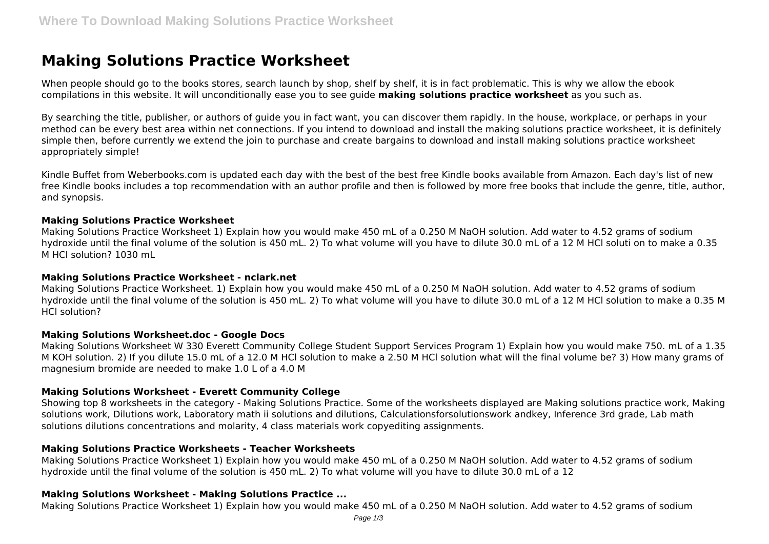# Making Solutions Practice Worksheet

When people should go to the books stores, search launch by shop, shelf by shelf, it is in fact problematic. This is why we allow the ebook compilations in this website. It will unconditionally ease you to see guide **making solutions practice worksheet** as you such as.

By searching the title, publisher, or authors of guide you in fact want, you can discover them rapidly. In the house, workplace, or perhaps in your method can be every best area within net connections. If you intend to download and install the making solutions practice worksheet, it is definitely simple then, before currently we extend the join to purchase and create bargains to download and install making solutions practice worksheet appropriately simple!

Kindle Buffet from Weberbooks.com is updated each day with the best of the best free Kindle books available from Amazon. Each day's list of new free Kindle books includes a top recommendation with an author profile and then is followed by more free books that include the genre, title, author, and synopsis.

### Making Solutions Practice Worksheet

Making Solutions Practice Worksheet 1) Explain how you would make 450 mL of a 0.250 M NaOH solution. Add water to 4.52 grams of sodium hydroxide until the final volume of the solution is 450 mL. 2) To what volume will you have to dilute 30.0 mL of a 12 M HCl soluti on to make a 0.35 M HCl solution? 1030 mL

### Making Solutions Practice Worksheet - nclark.net

Making Solutions Practice Worksheet. 1) Explain how you would make 450 mL of a 0.250 M NaOH solution. Add water to 4.52 grams of sodium hydroxide until the final volume of the solution is 450 mL. 2) To what volume will you have to dilute 30.0 mL of a 12 M HCl solution to make a 0.35 M HCl solution?

### Making Solutions Worksheet.doc - Google Docs

Making Solutions Worksheet W 330 Everett Community College Student Support Services Program 1) Explain how you would make 750. mL of a 1.35 M KOH solution. 2) If you dilute 15.0 mL of a 12.0 M HCl solution to make a 2.50 M HCl solution what will the final volume be? 3) How many grams of magnesium bromide are needed to make 1.0 L of a 4.0 M

### Making Solutions Worksheet - Everett Community College

Showing top 8 worksheets in the category - Making Solutions Practice. Some of the worksheets displayed are Making solutions practice work, Making solutions work, Dilutions work, Laboratory math ii solutions and dilutions, Calculationsforsolutionswork andkey, Inference 3rd grade, Lab math solutions dilutions concentrations and molarity, 4 class materials work copyediting assignments.

### Making Solutions Practice Worksheets - Teacher Worksheets

Making Solutions Practice Worksheet 1) Explain how you would make 450 mL of a 0.250 M NaOH solution. Add water to 4.52 grams of sodium hydroxide until the final volume of the solution is 450 mL. 2) To what volume will you have to dilute 30.0 mL of a 12

### Making Solutions Worksheet - Making Solutions Practice ...

Making Solutions Practice Worksheet 1) Explain how you would make 450 mL of a 0.250 M NaOH solution. Add water to 4.52 grams of sodium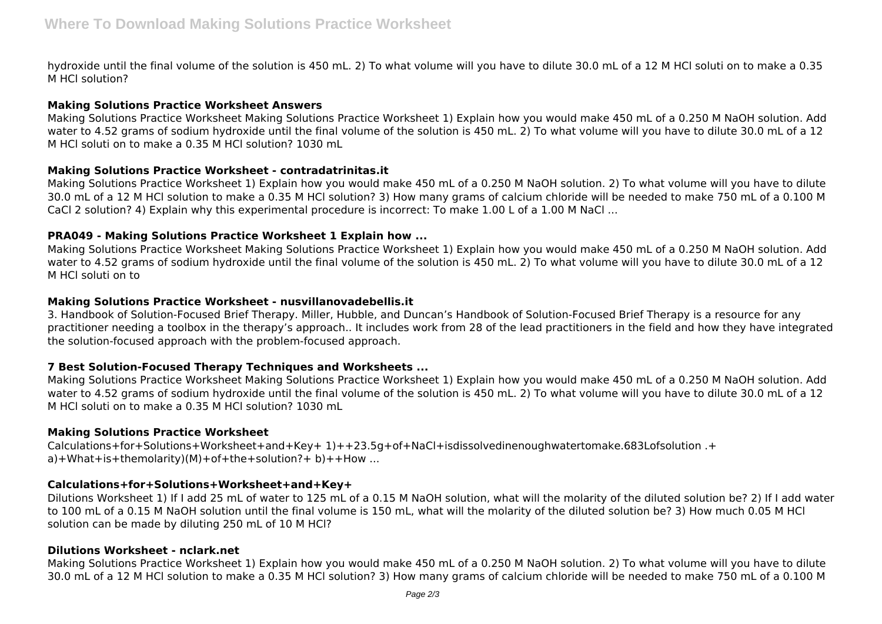hydroxide until the final volume of the solution is 450 mL. 2) To what volume will you have to dilute 30.0 mL of a 12 M HCl soluti on to make a 0.35 M HCl solution?

### Making Solutions Practice Worksheet Answers

Making Solutions Practice Worksheet Making Solutions Practice Worksheet 1) Explain how you would make 450 mL of a 0.250 M NaOH solution. Add water to 4.52 grams of sodium hydroxide until the final volume of the solution is 450 mL. 2) To what volume will you have to dilute 30.0 mL of a 12 M HCl soluti on to make a 0.35 M HCl solution? 1030 mL

### Making Solutions Practice Worksheet - contradatrinitas.it

Making Solutions Practice Worksheet 1) Explain how you would make 450 mL of a 0.250 M NaOH solution. 2) To what volume will you have to dilute 30.0 mL of a 12 M HCl solution to make a 0.35 M HCl solution? 3) How many grams of calcium chloride will be needed to make 750 mL of a 0.100 M $CaCl_2$ solution? 4) Explain why this experimental procedure is incorrect: To make 1.00 L of a 1.00 M NaCl ...

### PRA049 - Making Solutions Practice Worksheet 1 Explain how ...

Making Solutions Practice Worksheet Making Solutions Practice Worksheet 1) Explain how you would make 450 mL of a 0.250 M NaOH solution. Add water to 4.52 grams of sodium hydroxide until the final volume of the solution is 450 mL. 2) To what volume will you have to dilute 30.0 mL of a 12 M HCl soluti on to

### Making Solutions Practice Worksheet - nusvillanovadebellis.it

3. Handbook of Solution-Focused Brief Therapy. Miller, Hubble, and Duncan's Handbook of Solution-Focused Brief Therapy is a resource for any practitioner needing a toolbox in the therapy's approach.. It includes work from 28 of the lead practitioners in the field and how they have integrated the solution-focused approach with the problem-focused approach.

### 7 Best Solution-Focused Therapy Techniques and Worksheets ...

Making Solutions Practice Worksheet Making Solutions Practice Worksheet 1) Explain how you would make 450 mL of a 0.250 M NaOH solution. Add water to 4.52 grams of sodium hydroxide until the final volume of the solution is 450 mL. 2) To what volume will you have to dilute 30.0 mL of a 12 M HCl soluti on to make a 0.35 M HCl solution? 1030 mL

### Making Solutions Practice Worksheet

Calculations+for+Solutions+Worksheet+and+Key+ 1)++23.5g+of+NaCl+isdissolvedinenoughwatertomake.683Lofsolution .+ a)+What+is+themolarity)(M)+of+the+solution?+ b)++How ...

### Calculations+for+Solutions+Worksheet+and+Key+

Dilutions Worksheet 1) If I add 25 mL of water to 125 mL of a 0.15 M NaOH solution, what will the molarity of the diluted solution be? 2) If I add water to 100 mL of a 0.15 M NaOH solution until the final volume is 150 mL, what will the molarity of the diluted solution be? 3) How much 0.05 M HCl solution can be made by diluting 250 mL of 10 M HCl?

### Dilutions Worksheet - nclark.net

Making Solutions Practice Worksheet 1) Explain how you would make 450 mL of a 0.250 M NaOH solution. 2) To what volume will you have to dilute 30.0 mL of a 12 M HCl solution to make a 0.35 M HCl solution? 3) How many grams of calcium chloride will be needed to make 750 mL of a 0.100 M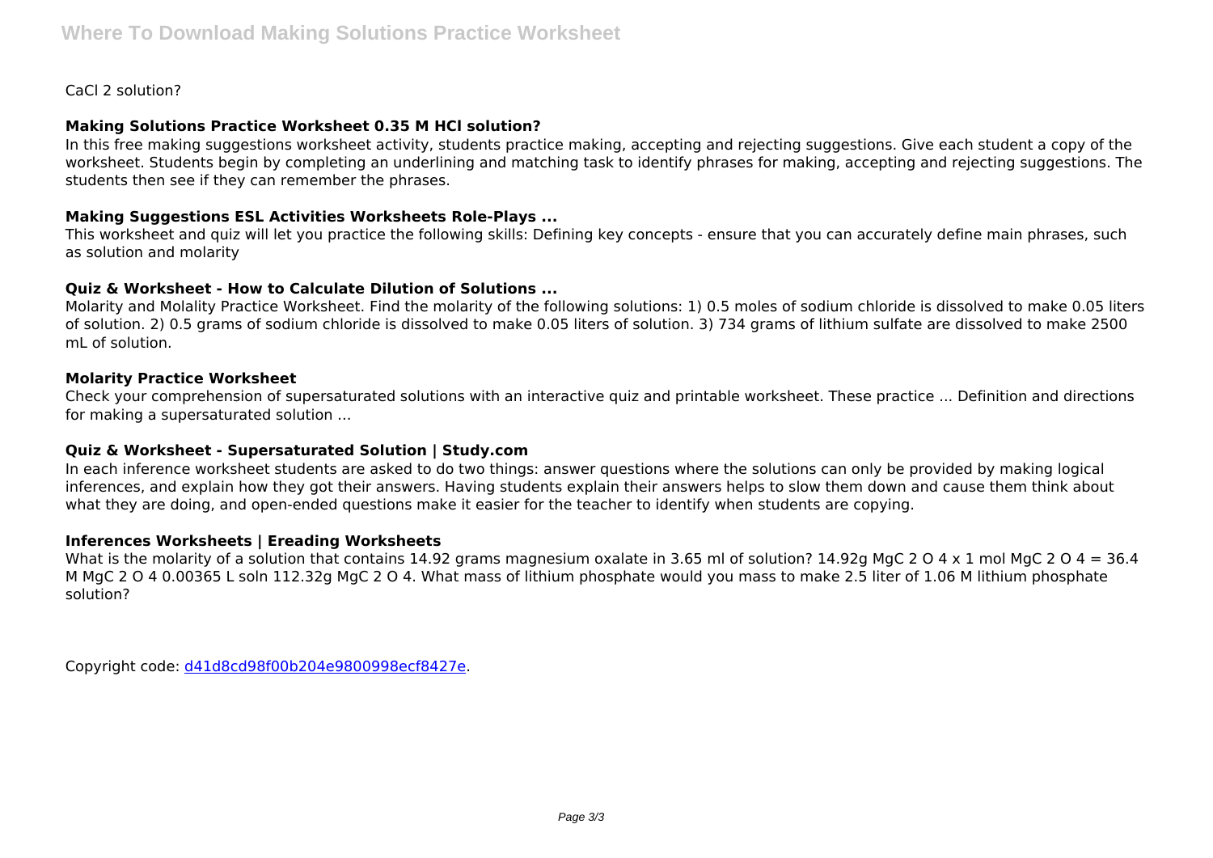CaCl 2 solution?

**Making Solutions Practice Worksheet 0.35 M HCl solution?**

In this free making suggestions worksheet activity, students practice making, accepting and rejecting suggestions. Give each student a copy of the worksheet. Students begin by completing an underlining and matching task to identify phrases for making, accepting and rejecting suggestions. The students then see if they can remember the phrases.

**Making Suggestions ESL Activities Worksheets Role-Plays ...**

This worksheet and quiz will let you practice the following skills: Defining key concepts - ensure that you can accurately define main phrases, such as solution and molarity

**Quiz & Worksheet - How to Calculate Dilution of Solutions ...**

Molarity and Molality Practice Worksheet. Find the molarity of the following solutions: 1) 0.5 moles of sodium chloride is dissolved to make 0.05 liters of solution. 2) 0.5 grams of sodium chloride is dissolved to make 0.05 liters of solution. 3) 734 grams of lithium sulfate are dissolved to make 2500 mL of solution.

**Molarity Practice Worksheet**

Check your comprehension of supersaturated solutions with an interactive quiz and printable worksheet. These practice ... Definition and directions for making a supersaturated solution ...

**Quiz & Worksheet - Supersaturated Solution | Study.com**

In each inference worksheet students are asked to do two things: answer questions where the solutions can only be provided by making logical inferences, and explain how they got their answers. Having students explain their answers helps to slow them down and cause them think about what they are doing, and open-ended questions make it easier for the teacher to identify when students are copying.

**Inferences Worksheets | Ereading Worksheets**

What is the molarity of a solution that contains 14.92 grams magnesium oxalate in 3.65 ml of solution? 14.92g MgC 2 O 4 x 1 mol MgC 2 O 4 = 36.4 M MgC 2 O 4 0.00365 L soln 112.32g MgC 2 O 4. What mass of lithium phosphate would you mass to make 2.5 liter of 1.06 M lithium phosphate solution?

Copyright code: d41d8cd98f00b204e9800998ecf8427e.